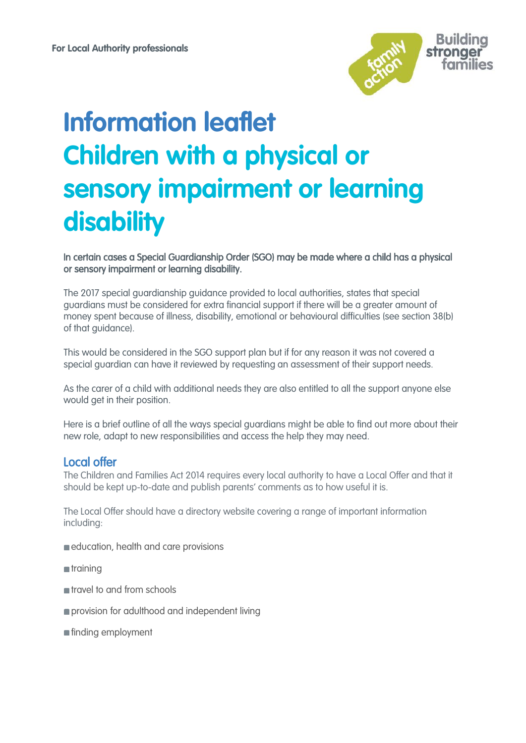For Local Authority professionals

# Information leaflet
# Children with a physical or sensory impairment or learning disability

**In certain cases a Special Guardianship Order (SGO) may be made where a child has a physical or sensory impairment or learning disability.**

The 2017 special guardianship guidance provided to local authorities, states that special guardians must be considered for extra financial support if there will be a greater amount of money spent because of illness, disability, emotional or behavioural difficulties (see section 38(b) of that guidance).

This would be considered in the SGO support plan but if for any reason it was not covered a special guardian can have it reviewed by requesting an assessment of their support needs.

As the carer of a child with additional needs they are also entitled to all the support anyone else would get in their position.

Here is a brief outline of all the ways special guardians might be able to find out more about their new role, adapt to new responsibilities and access the help they may need.

## Local offer

The Children and Families Act 2014 requires every local authority to have a Local Offer and that it should be kept up-to-date and publish parents' comments as to how useful it is.

The Local Offer should have a directory website covering a range of important information including:

- education, health and care provisions
- training
- travel to and from schools
- provision for adulthood and independent living
- finding employment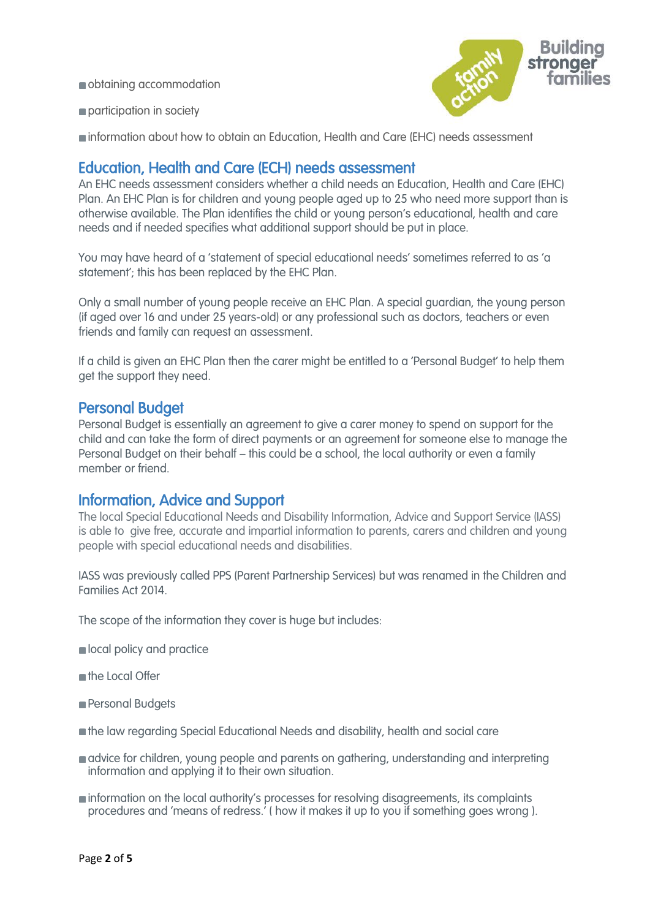- obtaining accommodation
- participation in society
- information about how to obtain an Education, Health and Care (EHC) needs assessment

## Education, Health and Care (ECH) needs assessment

An EHC needs assessment considers whether a child needs an Education, Health and Care (EHC) Plan. An EHC Plan is for children and young people aged up to 25 who need more support than is otherwise available. The Plan identifies the child or young person's educational, health and care needs and if needed specifies what additional support should be put in place.

You may have heard of a 'statement of special educational needs' sometimes referred to as 'a statement'; this has been replaced by the EHC Plan.

Only a small number of young people receive an EHC Plan. A special guardian, the young person (if aged over 16 and under 25 years-old) or any professional such as doctors, teachers or even friends and family can request an assessment.

If a child is given an EHC Plan then the carer might be entitled to a 'Personal Budget' to help them get the support they need.

## Personal Budget

Personal Budget is essentially an agreement to give a carer money to spend on support for the child and can take the form of direct payments or an agreement for someone else to manage the Personal Budget on their behalf – this could be a school, the local authority or even a family member or friend.

## Information, Advice and Support

The local Special Educational Needs and Disability Information, Advice and Support Service (IASS) is able to give free, accurate and impartial information to parents, carers and children and young people with special educational needs and disabilities.

IASS was previously called PPS (Parent Partnership Services) but was renamed in the Children and Families Act 2014.

The scope of the information they cover is huge but includes:

- local policy and practice
- the Local Offer
- Personal Budgets
- the law regarding Special Educational Needs and disability, health and social care
- advice for children, young people and parents on gathering, understanding and interpreting information and applying it to their own situation.
- information on the local authority's processes for resolving disagreements, its complaints procedures and 'means of redress.' ( how it makes it up to you if something goes wrong ).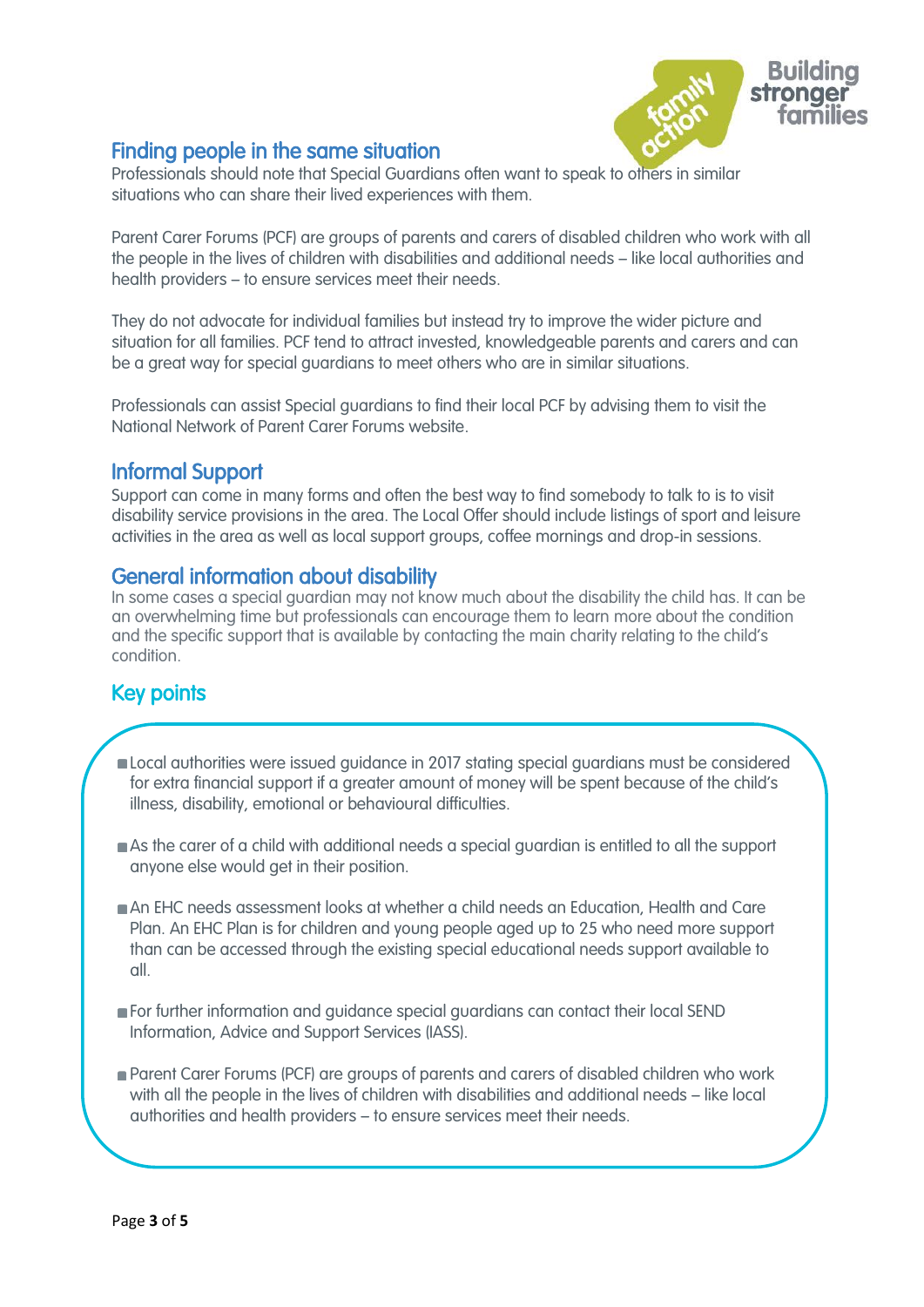## Finding people in the same situation

Professionals should note that Special Guardians often want to speak to others in similar situations who can share their lived experiences with them.

Parent Carer Forums (PCF) are groups of parents and carers of disabled children who work with all the people in the lives of children with disabilities and additional needs – like local authorities and health providers – to ensure services meet their needs.

They do not advocate for individual families but instead try to improve the wider picture and situation for all families. PCF tend to attract invested, knowledgeable parents and carers and can be a great way for special guardians to meet others who are in similar situations.

Professionals can assist Special guardians to find their local PCF by advising them to visit the National Network of Parent Carer Forums website.

## Informal Support

Support can come in many forms and often the best way to find somebody to talk to is to visit disability service provisions in the area. The Local Offer should include listings of sport and leisure activities in the area as well as local support groups, coffee mornings and drop-in sessions.

## General information about disability

In some cases a special guardian may not know much about the disability the child has. It can be an overwhelming time but professionals can encourage them to learn more about the condition and the specific support that is available by contacting the main charity relating to the child's condition.

## Key points

- Local authorities were issued guidance in 2017 stating special guardians must be considered for extra financial support if a greater amount of money will be spent because of the child's illness, disability, emotional or behavioural difficulties.
- As the carer of a child with additional needs a special guardian is entitled to all the support anyone else would get in their position.
- An EHC needs assessment looks at whether a child needs an Education, Health and Care Plan. An EHC Plan is for children and young people aged up to 25 who need more support than can be accessed through the existing special educational needs support available to all.
- For further information and guidance special guardians can contact their local SEND Information, Advice and Support Services (IASS).
- Parent Carer Forums (PCF) are groups of parents and carers of disabled children who work with all the people in the lives of children with disabilities and additional needs – like local authorities and health providers – to ensure services meet their needs.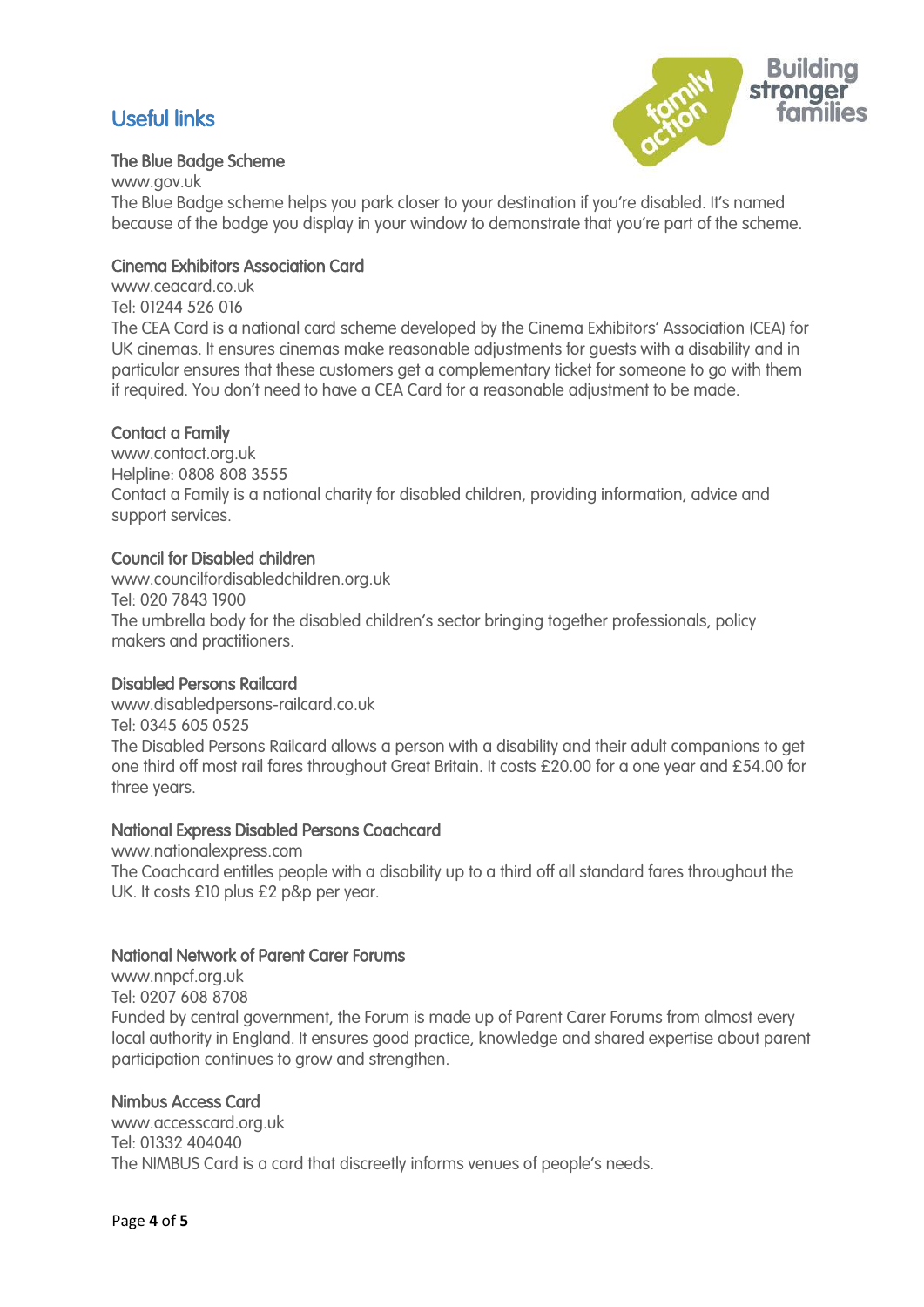## Useful links

### The Blue Badge Scheme

www.gov.uk

The Blue Badge scheme helps you park closer to your destination if you're disabled. It's named because of the badge you display in your window to demonstrate that you're part of the scheme.

### Cinema Exhibitors Association Card

www.ceacard.co.uk

Tel: 01244 526 016

The CEA Card is a national card scheme developed by the Cinema Exhibitors' Association (CEA) for UK cinemas. It ensures cinemas make reasonable adjustments for guests with a disability and in particular ensures that these customers get a complementary ticket for someone to go with them if required. You don't need to have a CEA Card for a reasonable adjustment to be made.

### Contact a Family

www.contact.org.uk

Helpline: 0808 808 3555

Contact a Family is a national charity for disabled children, providing information, advice and support services.

### Council for Disabled children

www.councilfordisabledchildren.org.uk

Tel: 020 7843 1900

The umbrella body for the disabled children's sector bringing together professionals, policy makers and practitioners.

### Disabled Persons Railcard

www.disabledpersons-railcard.co.uk

Tel: 0345 605 0525

The Disabled Persons Railcard allows a person with a disability and their adult companions to get one third off most rail fares throughout Great Britain. It costs £20.00 for a one year and £54.00 for three years.

### National Express Disabled Persons Coachcard

www.nationalexpress.com

The Coachcard entitles people with a disability up to a third off all standard fares throughout the UK. It costs £10 plus £2 p&p per year.

### National Network of Parent Carer Forums

www.nnpcf.org.uk

Tel: 0207 608 8708

Funded by central government, the Forum is made up of Parent Carer Forums from almost every local authority in England. It ensures good practice, knowledge and shared expertise about parent participation continues to grow and strengthen.

### Nimbus Access Card

www.accesscard.org.uk

Tel: 01332 404040

The NIMBUS Card is a card that discreetly informs venues of people's needs.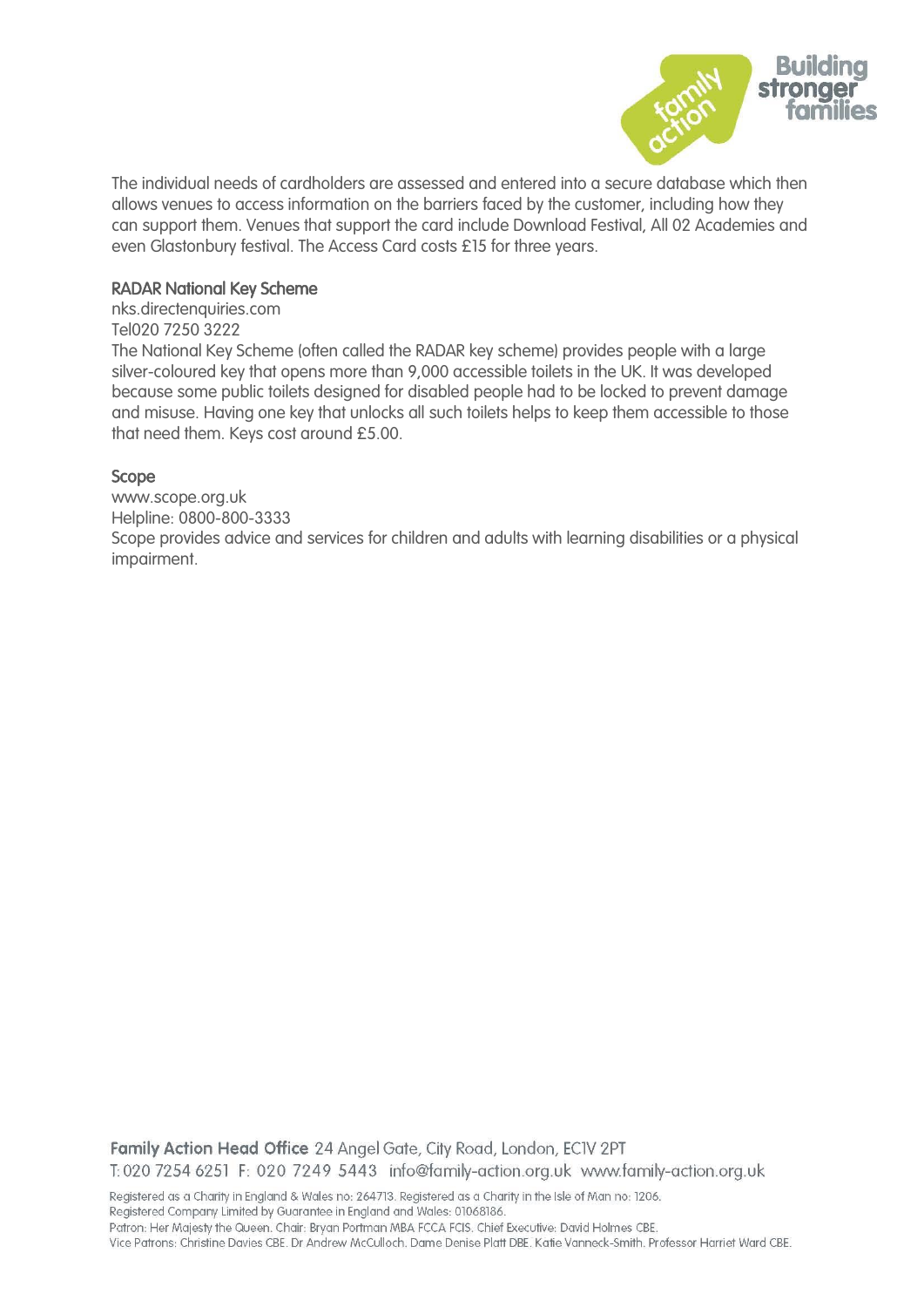The individual needs of cardholders are assessed and entered into a secure database which then allows venues to access information on the barriers faced by the customer, including how they can support them. Venues that support the card include Download Festival, All 02 Academies and even Glastonbury festival. The Access Card costs £15 for three years.

### RADAR National Key Scheme

nks.directenquiries.com
Tel020 7250 3222
The National Key Scheme (often called the RADAR key scheme) provides people with a large silver-coloured key that opens more than 9,000 accessible toilets in the UK. It was developed because some public toilets designed for disabled people had to be locked to prevent damage and misuse. Having one key that unlocks all such toilets helps to keep them accessible to those that need them. Keys cost around £5.00.

### Scope

www.scope.org.uk
Helpline: 0800-800-3333
Scope provides advice and services for children and adults with learning disabilities or a physical impairment.